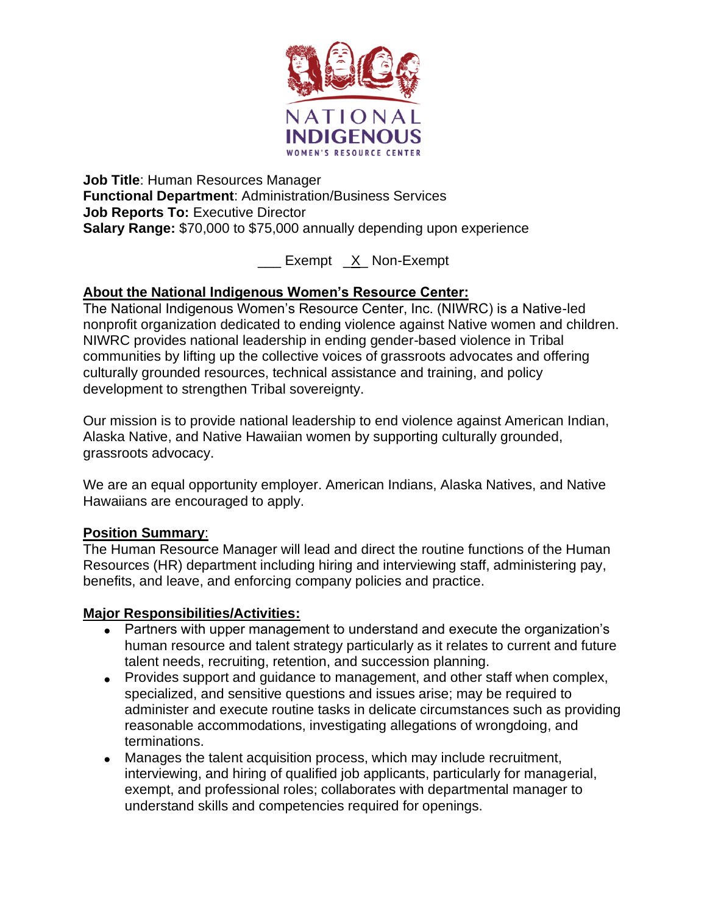NATIONAL INDIGENOUS WOMEN'S RESOURCE CENTER

**Job Title**: Human Resources Manager
**Functional Department**: Administration/Business Services
**Job Reports To:** Executive Director
**Salary Range:** $70,000 to $75,000 annually depending upon experience

___ Exempt _X_ Non-Exempt

## About the National Indigenous Women's Resource Center:

The National Indigenous Women's Resource Center, Inc. (NIWRC) is a Native-led nonprofit organization dedicated to ending violence against Native women and children. NIWRC provides national leadership in ending gender-based violence in Tribal communities by lifting up the collective voices of grassroots advocates and offering culturally grounded resources, technical assistance and training, and policy development to strengthen Tribal sovereignty.

Our mission is to provide national leadership to end violence against American Indian, Alaska Native, and Native Hawaiian women by supporting culturally grounded, grassroots advocacy.

We are an equal opportunity employer. American Indians, Alaska Natives, and Native Hawaiians are encouraged to apply.

## Position Summary:

The Human Resource Manager will lead and direct the routine functions of the Human Resources (HR) department including hiring and interviewing staff, administering pay, benefits, and leave, and enforcing company policies and practice.

## Major Responsibilities/Activities:

- Partners with upper management to understand and execute the organization's human resource and talent strategy particularly as it relates to current and future talent needs, recruiting, retention, and succession planning.
- Provides support and guidance to management, and other staff when complex, specialized, and sensitive questions and issues arise; may be required to administer and execute routine tasks in delicate circumstances such as providing reasonable accommodations, investigating allegations of wrongdoing, and terminations.
- Manages the talent acquisition process, which may include recruitment, interviewing, and hiring of qualified job applicants, particularly for managerial, exempt, and professional roles; collaborates with departmental manager to understand skills and competencies required for openings.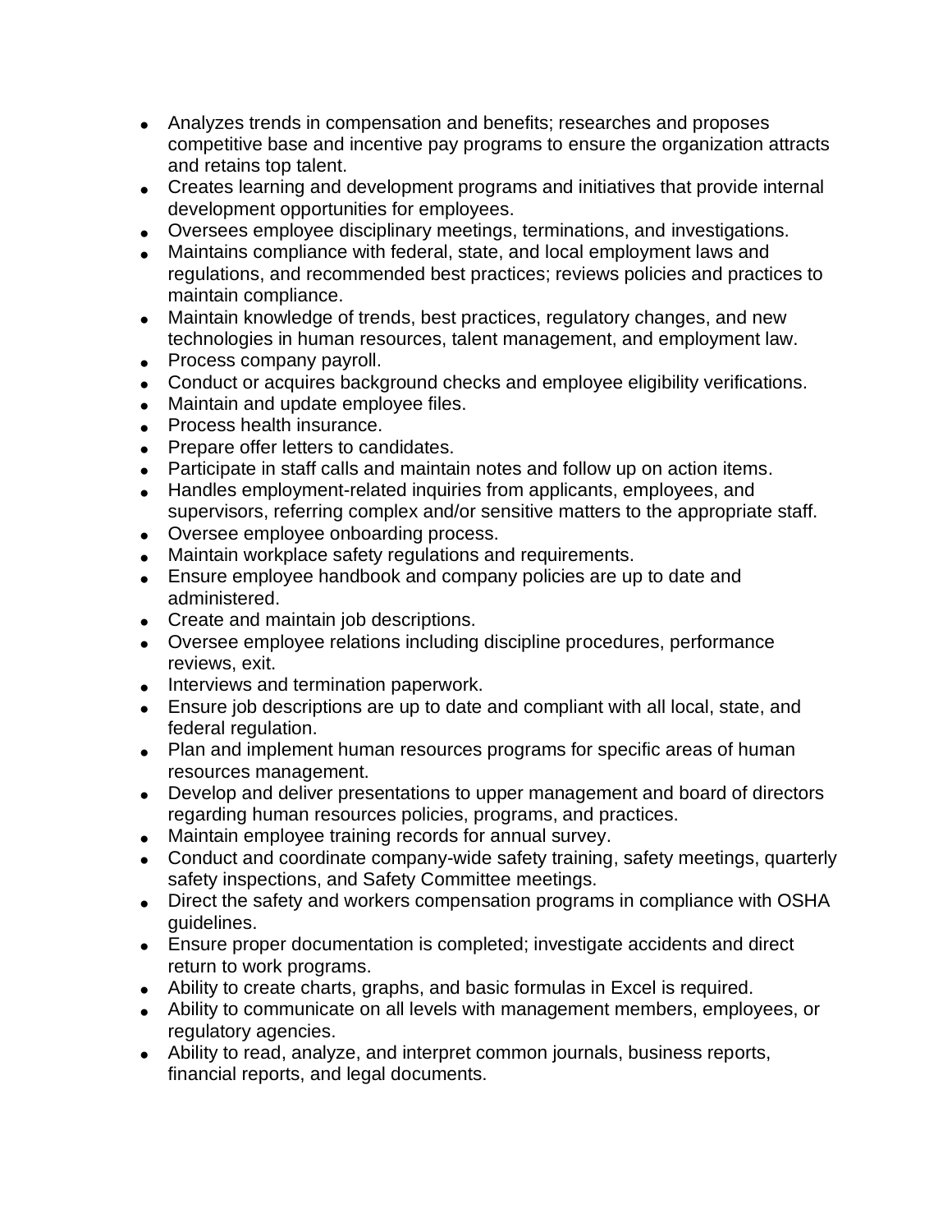- Analyzes trends in compensation and benefits; researches and proposes competitive base and incentive pay programs to ensure the organization attracts and retains top talent.
- Creates learning and development programs and initiatives that provide internal development opportunities for employees.
- Oversees employee disciplinary meetings, terminations, and investigations.
- Maintains compliance with federal, state, and local employment laws and regulations, and recommended best practices; reviews policies and practices to maintain compliance.
- Maintain knowledge of trends, best practices, regulatory changes, and new technologies in human resources, talent management, and employment law.
- Process company payroll.
- Conduct or acquires background checks and employee eligibility verifications.
- Maintain and update employee files.
- Process health insurance.
- Prepare offer letters to candidates.
- Participate in staff calls and maintain notes and follow up on action items.
- Handles employment-related inquiries from applicants, employees, and supervisors, referring complex and/or sensitive matters to the appropriate staff.
- Oversee employee onboarding process.
- Maintain workplace safety regulations and requirements.
- Ensure employee handbook and company policies are up to date and administered.
- Create and maintain job descriptions.
- Oversee employee relations including discipline procedures, performance reviews, exit.
- Interviews and termination paperwork.
- Ensure job descriptions are up to date and compliant with all local, state, and federal regulation.
- Plan and implement human resources programs for specific areas of human resources management.
- Develop and deliver presentations to upper management and board of directors regarding human resources policies, programs, and practices.
- Maintain employee training records for annual survey.
- Conduct and coordinate company-wide safety training, safety meetings, quarterly safety inspections, and Safety Committee meetings.
- Direct the safety and workers compensation programs in compliance with OSHA guidelines.
- Ensure proper documentation is completed; investigate accidents and direct return to work programs.
- Ability to create charts, graphs, and basic formulas in Excel is required.
- Ability to communicate on all levels with management members, employees, or regulatory agencies.
- Ability to read, analyze, and interpret common journals, business reports, financial reports, and legal documents.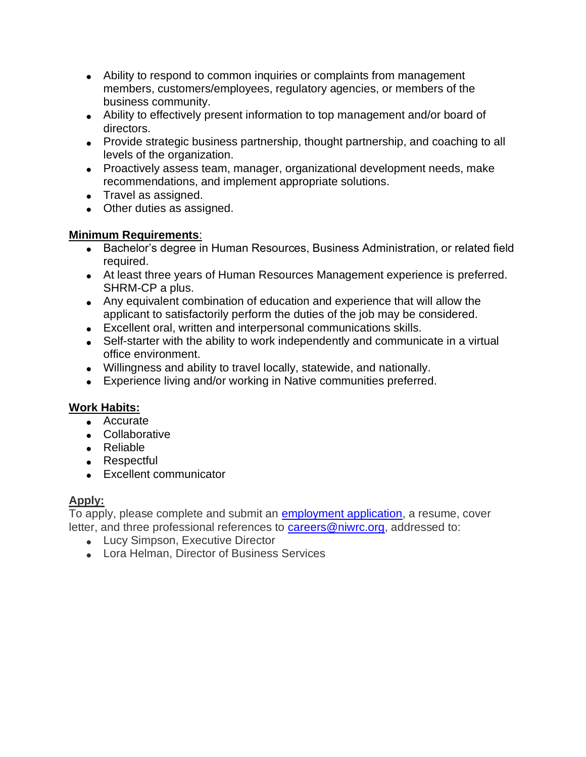- Ability to respond to common inquiries or complaints from management members, customers/employees, regulatory agencies, or members of the business community.
- Ability to effectively present information to top management and/or board of directors.
- Provide strategic business partnership, thought partnership, and coaching to all levels of the organization.
- Proactively assess team, manager, organizational development needs, make recommendations, and implement appropriate solutions.
- Travel as assigned.
- Other duties as assigned.

**Minimum Requirements**:

- Bachelor's degree in Human Resources, Business Administration, or related field required.
- At least three years of Human Resources Management experience is preferred. SHRM-CP a plus.
- Any equivalent combination of education and experience that will allow the applicant to satisfactorily perform the duties of the job may be considered.
- Excellent oral, written and interpersonal communications skills.
- Self-starter with the ability to work independently and communicate in a virtual office environment.
- Willingness and ability to travel locally, statewide, and nationally.
- Experience living and/or working in Native communities preferred.

**Work Habits:**

- Accurate
- Collaborative
- Reliable
- Respectful
- Excellent communicator

**Apply:**

To apply, please complete and submit an employment application, a resume, cover letter, and three professional references to careers@niwrc.org, addressed to:

- Lucy Simpson, Executive Director
- Lora Helman, Director of Business Services